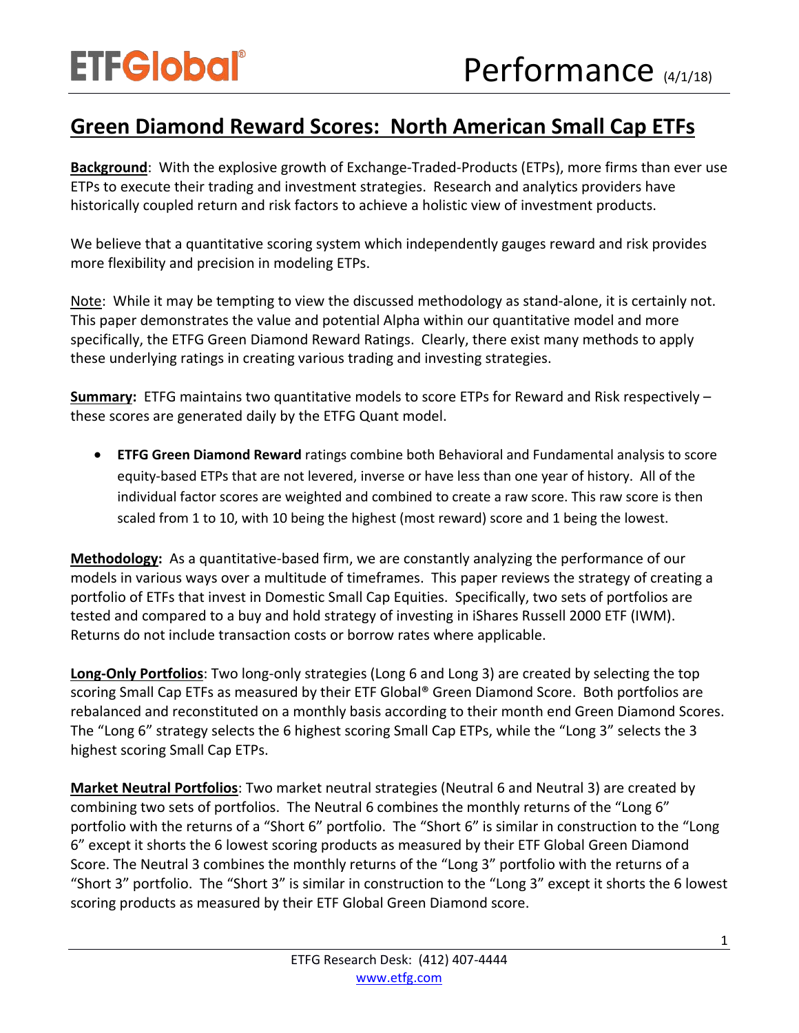# Green Diamond Reward Scores: North American Small Cap ETFs

**Background**: With the explosive growth of Exchange-Traded-Products (ETPs), more firms than ever use ETPs to execute their trading and investment strategies. Research and analytics providers have historically coupled return and risk factors to achieve a holistic view of investment products.

We believe that a quantitative scoring system which independently gauges reward and risk provides more flexibility and precision in modeling ETPs.

Note: While it may be tempting to view the discussed methodology as stand-alone, it is certainly not. This paper demonstrates the value and potential Alpha within our quantitative model and more specifically, the ETFG Green Diamond Reward Ratings. Clearly, there exist many methods to apply these underlying ratings in creating various trading and investing strategies.

**Summary:** ETFG maintains two quantitative models to score ETPs for Reward and Risk respectively – these scores are generated daily by the ETFG Quant model.

- **ETFG Green Diamond Reward** ratings combine both Behavioral and Fundamental analysis to score equity-based ETPs that are not levered, inverse or have less than one year of history. All of the individual factor scores are weighted and combined to create a raw score. This raw score is then scaled from 1 to 10, with 10 being the highest (most reward) score and 1 being the lowest.

**Methodology:** As a quantitative-based firm, we are constantly analyzing the performance of our models in various ways over a multitude of timeframes. This paper reviews the strategy of creating a portfolio of ETFs that invest in Domestic Small Cap Equities. Specifically, two sets of portfolios are tested and compared to a buy and hold strategy of investing in iShares Russell 2000 ETF (IWM). Returns do not include transaction costs or borrow rates where applicable.

**Long-Only Portfolios**: Two long-only strategies (Long 6 and Long 3) are created by selecting the top scoring Small Cap ETFs as measured by their ETF Global® Green Diamond Score. Both portfolios are rebalanced and reconstituted on a monthly basis according to their month end Green Diamond Scores. The "Long 6" strategy selects the 6 highest scoring Small Cap ETPs, while the "Long 3" selects the 3 highest scoring Small Cap ETPs.

**Market Neutral Portfolios**: Two market neutral strategies (Neutral 6 and Neutral 3) are created by combining two sets of portfolios. The Neutral 6 combines the monthly returns of the "Long 6" portfolio with the returns of a "Short 6" portfolio. The "Short 6" is similar in construction to the "Long 6" except it shorts the 6 lowest scoring products as measured by their ETF Global Green Diamond Score. The Neutral 3 combines the monthly returns of the "Long 3" portfolio with the returns of a "Short 3" portfolio. The "Short 3" is similar in construction to the "Long 3" except it shorts the 6 lowest scoring products as measured by their ETF Global Green Diamond score.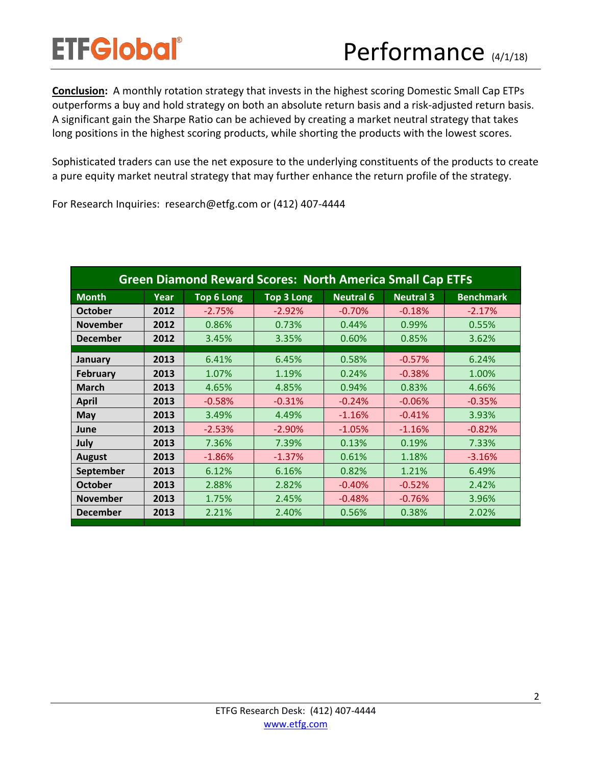**Conclusion:** A monthly rotation strategy that invests in the highest scoring Domestic Small Cap ETPs outperforms a buy and hold strategy on both an absolute return basis and a risk-adjusted return basis. A significant gain the Sharpe Ratio can be achieved by creating a market neutral strategy that takes long positions in the highest scoring products, while shorting the products with the lowest scores.

Sophisticated traders can use the net exposure to the underlying constituents of the products to create a pure equity market neutral strategy that may further enhance the return profile of the strategy.

For Research Inquiries: research@etfg.com or (412) 407-4444

| Green Diamond Reward Scores: North America Small Cap ETFs | | | | | | |
|---|---|---|---|---|---|---|
| **Month** | **Year** | **Top 6 Long** | **Top 3 Long** | **Neutral 6** | **Neutral 3** | **Benchmark** |
| **October** | **2012** | -2.75% | -2.92% | -0.70% | -0.18% | -2.17% |
| **November** | **2012** | 0.86% | 0.73% | 0.44% | 0.99% | 0.55% |
| **December** | **2012** | 3.45% | 3.35% | 0.60% | 0.85% | 3.62% |
| **January** | **2013** | 6.41% | 6.45% | 0.58% | -0.57% | 6.24% |
| **February** | **2013** | 1.07% | 1.19% | 0.24% | -0.38% | 1.00% |
| **March** | **2013** | 4.65% | 4.85% | 0.94% | 0.83% | 4.66% |
| **April** | **2013** | -0.58% | -0.31% | -0.24% | -0.06% | -0.35% |
| **May** | **2013** | 3.49% | 4.49% | -1.16% | -0.41% | 3.93% |
| **June** | **2013** | -2.53% | -2.90% | -1.05% | -1.16% | -0.82% |
| **July** | **2013** | 7.36% | 7.39% | 0.13% | 0.19% | 7.33% |
| **August** | **2013** | -1.86% | -1.37% | 0.61% | 1.18% | -3.16% |
| **September** | **2013** | 6.12% | 6.16% | 0.82% | 1.21% | 6.49% |
| **October** | **2013** | 2.88% | 2.82% | -0.40% | -0.52% | 2.42% |
| **November** | **2013** | 1.75% | 2.45% | -0.48% | -0.76% | 3.96% |
| **December** | **2013** | 2.21% | 2.40% | 0.56% | 0.38% | 2.02% |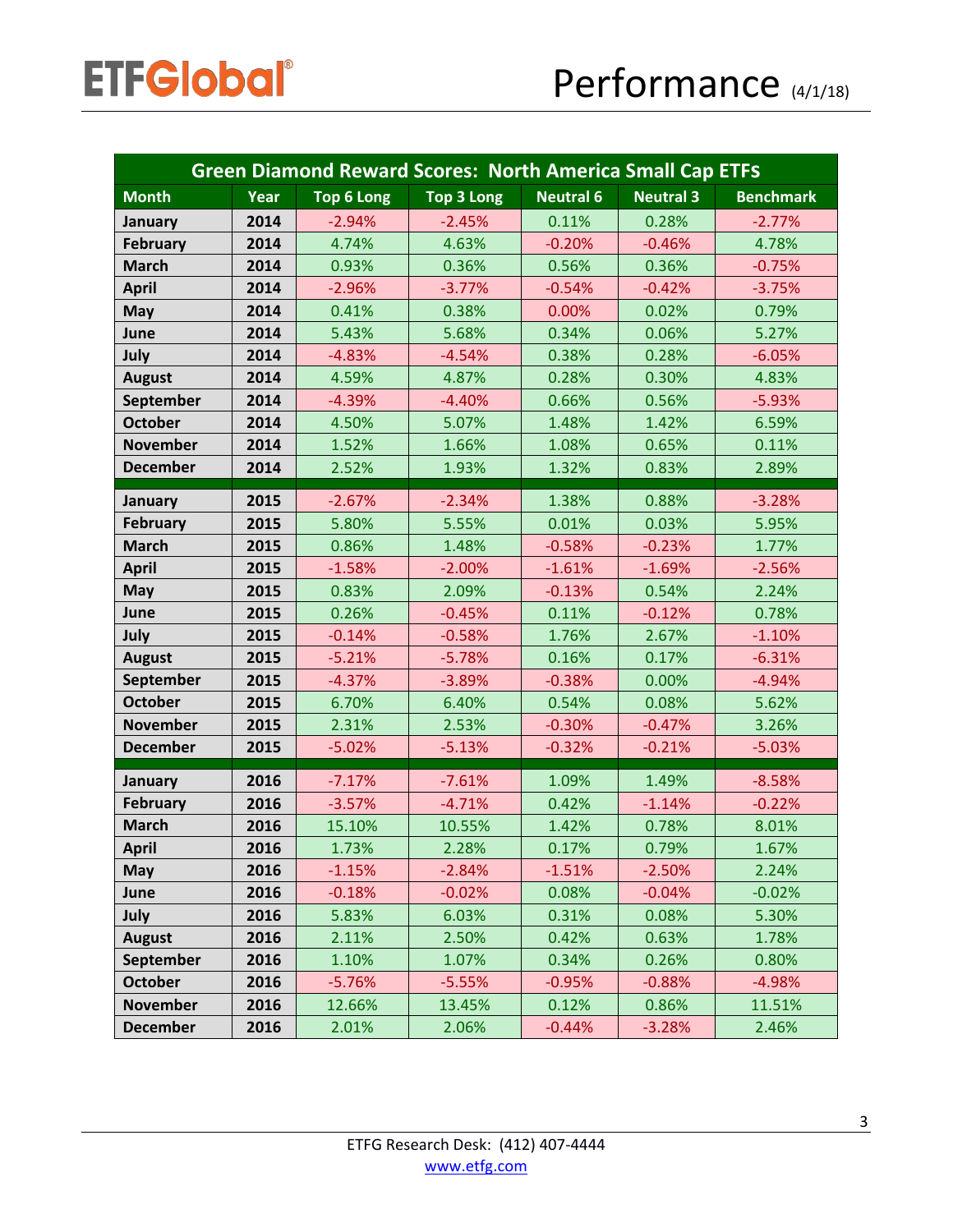# Performance (4/1/18)

| Green Diamond Reward Scores: North America Small Cap ETFs | | | | | | |
|---|---|---|---|---|---|---|
| **Month** | **Year** | **Top 6 Long** | **Top 3 Long** | **Neutral 6** | **Neutral 3** | **Benchmark** |
| **January** | **2014** | -2.94% | -2.45% | 0.11% | 0.28% | -2.77% |
| **February** | **2014** | 4.74% | 4.63% | -0.20% | -0.46% | 4.78% |
| **March** | **2014** | 0.93% | 0.36% | 0.56% | 0.36% | -0.75% |
| **April** | **2014** | -2.96% | -3.77% | -0.54% | -0.42% | -3.75% |
| **May** | **2014** | 0.41% | 0.38% | 0.00% | 0.02% | 0.79% |
| **June** | **2014** | 5.43% | 5.68% | 0.34% | 0.06% | 5.27% |
| **July** | **2014** | -4.83% | -4.54% | 0.38% | 0.28% | -6.05% |
| **August** | **2014** | 4.59% | 4.87% | 0.28% | 0.30% | 4.83% |
| **September** | **2014** | -4.39% | -4.40% | 0.66% | 0.56% | -5.93% |
| **October** | **2014** | 4.50% | 5.07% | 1.48% | 1.42% | 6.59% |
| **November** | **2014** | 1.52% | 1.66% | 1.08% | 0.65% | 0.11% |
| **December** | **2014** | 2.52% | 1.93% | 1.32% | 0.83% | 2.89% |
| **January** | **2015** | -2.67% | -2.34% | 1.38% | 0.88% | -3.28% |
| **February** | **2015** | 5.80% | 5.55% | 0.01% | 0.03% | 5.95% |
| **March** | **2015** | 0.86% | 1.48% | -0.58% | -0.23% | 1.77% |
| **April** | **2015** | -1.58% | -2.00% | -1.61% | -1.69% | -2.56% |
| **May** | **2015** | 0.83% | 2.09% | -0.13% | 0.54% | 2.24% |
| **June** | **2015** | 0.26% | -0.45% | 0.11% | -0.12% | 0.78% |
| **July** | **2015** | -0.14% | -0.58% | 1.76% | 2.67% | -1.10% |
| **August** | **2015** | -5.21% | -5.78% | 0.16% | 0.17% | -6.31% |
| **September** | **2015** | -4.37% | -3.89% | -0.38% | 0.00% | -4.94% |
| **October** | **2015** | 6.70% | 6.40% | 0.54% | 0.08% | 5.62% |
| **November** | **2015** | 2.31% | 2.53% | -0.30% | -0.47% | 3.26% |
| **December** | **2015** | -5.02% | -5.13% | -0.32% | -0.21% | -5.03% |
| **January** | **2016** | -7.17% | -7.61% | 1.09% | 1.49% | -8.58% |
| **February** | **2016** | -3.57% | -4.71% | 0.42% | -1.14% | -0.22% |
| **March** | **2016** | 15.10% | 10.55% | 1.42% | 0.78% | 8.01% |
| **April** | **2016** | 1.73% | 2.28% | 0.17% | 0.79% | 1.67% |
| **May** | **2016** | -1.15% | -2.84% | -1.51% | -2.50% | 2.24% |
| **June** | **2016** | -0.18% | -0.02% | 0.08% | -0.04% | -0.02% |
| **July** | **2016** | 5.83% | 6.03% | 0.31% | 0.08% | 5.30% |
| **August** | **2016** | 2.11% | 2.50% | 0.42% | 0.63% | 1.78% |
| **September** | **2016** | 1.10% | 1.07% | 0.34% | 0.26% | 0.80% |
| **October** | **2016** | -5.76% | -5.55% | -0.95% | -0.88% | -4.98% |
| **November** | **2016** | 12.66% | 13.45% | 0.12% | 0.86% | 11.51% |
| **December** | **2016** | 2.01% | 2.06% | -0.44% | -3.28% | 2.46% |

ETFG Research Desk: (412) 407-4444
www.etfg.com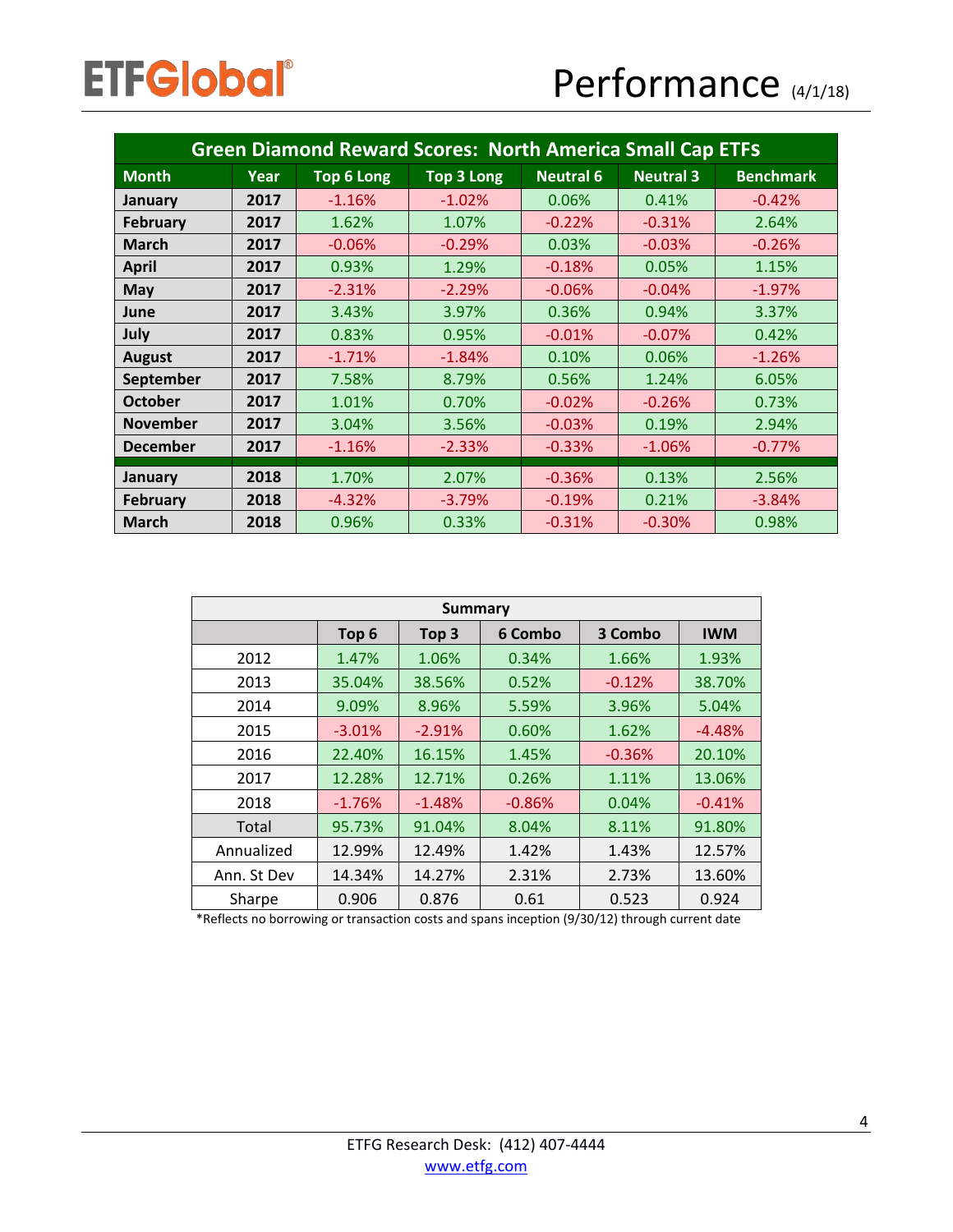# ETFGlobal®

# Performance (4/1/18)

| Green Diamond Reward Scores: North America Small Cap ETFs | | | | | | |
|---|---|---|---|---|---|---|
| **Month** | **Year** | **Top 6 Long** | **Top 3 Long** | **Neutral 6** | **Neutral 3** | **Benchmark** |
| **January** | **2017** | -1.16% | -1.02% | 0.06% | 0.41% | -0.42% |
| **February** | **2017** | 1.62% | 1.07% | -0.22% | -0.31% | 2.64% |
| **March** | **2017** | -0.06% | -0.29% | 0.03% | -0.03% | -0.26% |
| **April** | **2017** | 0.93% | 1.29% | -0.18% | 0.05% | 1.15% |
| **May** | **2017** | -2.31% | -2.29% | -0.06% | -0.04% | -1.97% |
| **June** | **2017** | 3.43% | 3.97% | 0.36% | 0.94% | 3.37% |
| **July** | **2017** | 0.83% | 0.95% | -0.01% | -0.07% | 0.42% |
| **August** | **2017** | -1.71% | -1.84% | 0.10% | 0.06% | -1.26% |
| **September** | **2017** | 7.58% | 8.79% | 0.56% | 1.24% | 6.05% |
| **October** | **2017** | 1.01% | 0.70% | -0.02% | -0.26% | 0.73% |
| **November** | **2017** | 3.04% | 3.56% | -0.03% | 0.19% | 2.94% |
| **December** | **2017** | -1.16% | -2.33% | -0.33% | -1.06% | -0.77% |
| **January** | **2018** | 1.70% | 2.07% | -0.36% | 0.13% | 2.56% |
| **February** | **2018** | -4.32% | -3.79% | -0.19% | 0.21% | -3.84% |
| **March** | **2018** | 0.96% | 0.33% | -0.31% | -0.30% | 0.98% |

| Summary | | | | | |
|---|---|---|---|---|---|
| | **Top 6** | **Top 3** | **6 Combo** | **3 Combo** | **IWM** |
| 2012 | 1.47% | 1.06% | 0.34% | 1.66% | 1.93% |
| 2013 | 35.04% | 38.56% | 0.52% | -0.12% | 38.70% |
| 2014 | 9.09% | 8.96% | 5.59% | 3.96% | 5.04% |
| 2015 | -3.01% | -2.91% | 0.60% | 1.62% | -4.48% |
| 2016 | 22.40% | 16.15% | 1.45% | -0.36% | 20.10% |
| 2017 | 12.28% | 12.71% | 0.26% | 1.11% | 13.06% |
| 2018 | -1.76% | -1.48% | -0.86% | 0.04% | -0.41% |
| Total | 95.73% | 91.04% | 8.04% | 8.11% | 91.80% |
| Annualized | 12.99% | 12.49% | 1.42% | 1.43% | 12.57% |
| Ann. St Dev | 14.34% | 14.27% | 2.31% | 2.73% | 13.60% |
| Sharpe | 0.906 | 0.876 | 0.61 | 0.523 | 0.924 |

*Reflects no borrowing or transaction costs and spans inception (9/30/12) through current date

ETFG Research Desk: (412) 407-4444
www.etfg.com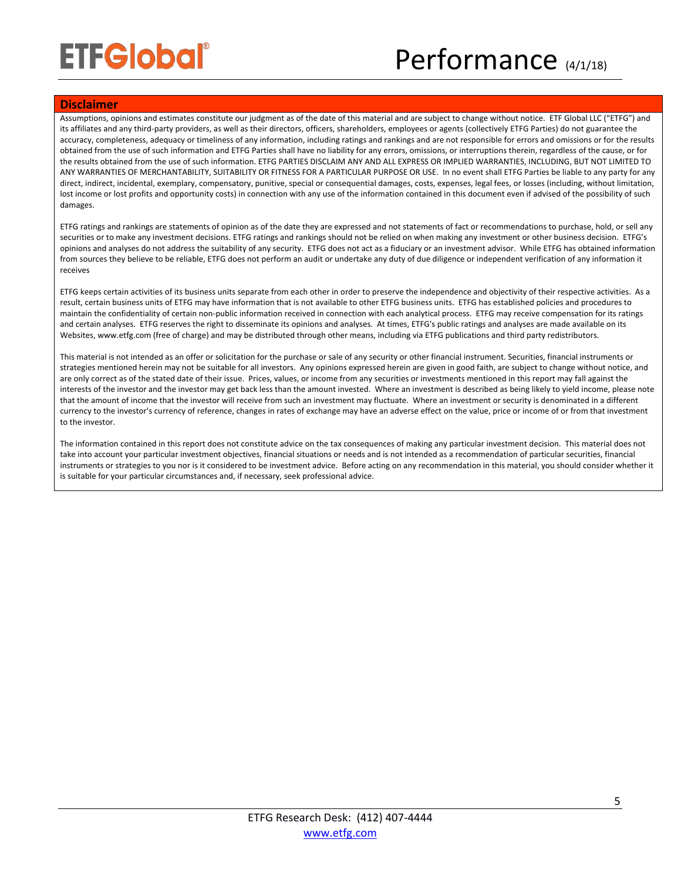## Disclaimer

Assumptions, opinions and estimates constitute our judgment as of the date of this material and are subject to change without notice. ETF Global LLC ("ETFG") and its affiliates and any third-party providers, as well as their directors, officers, shareholders, employees or agents (collectively ETFG Parties) do not guarantee the accuracy, completeness, adequacy or timeliness of any information, including ratings and rankings and are not responsible for errors and omissions or for the results obtained from the use of such information and ETFG Parties shall have no liability for any errors, omissions, or interruptions therein, regardless of the cause, or for the results obtained from the use of such information. ETFG PARTIES DISCLAIM ANY AND ALL EXPRESS OR IMPLIED WARRANTIES, INCLUDING, BUT NOT LIMITED TO ANY WARRANTIES OF MERCHANTABILITY, SUITABILITY OR FITNESS FOR A PARTICULAR PURPOSE OR USE. In no event shall ETFG Parties be liable to any party for any direct, indirect, incidental, exemplary, compensatory, punitive, special or consequential damages, costs, expenses, legal fees, or losses (including, without limitation, lost income or lost profits and opportunity costs) in connection with any use of the information contained in this document even if advised of the possibility of such damages.

ETFG ratings and rankings are statements of opinion as of the date they are expressed and not statements of fact or recommendations to purchase, hold, or sell any securities or to make any investment decisions. ETFG ratings and rankings should not be relied on when making any investment or other business decision. ETFG's opinions and analyses do not address the suitability of any security. ETFG does not act as a fiduciary or an investment advisor. While ETFG has obtained information from sources they believe to be reliable, ETFG does not perform an audit or undertake any duty of due diligence or independent verification of any information it receives

ETFG keeps certain activities of its business units separate from each other in order to preserve the independence and objectivity of their respective activities. As a result, certain business units of ETFG may have information that is not available to other ETFG business units. ETFG has established policies and procedures to maintain the confidentiality of certain non-public information received in connection with each analytical process. ETFG may receive compensation for its ratings and certain analyses. ETFG reserves the right to disseminate its opinions and analyses. At times, ETFG's public ratings and analyses are made available on its Websites, www.etfg.com (free of charge) and may be distributed through other means, including via ETFG publications and third party redistributors.

This material is not intended as an offer or solicitation for the purchase or sale of any security or other financial instrument. Securities, financial instruments or strategies mentioned herein may not be suitable for all investors. Any opinions expressed herein are given in good faith, are subject to change without notice, and are only correct as of the stated date of their issue. Prices, values, or income from any securities or investments mentioned in this report may fall against the interests of the investor and the investor may get back less than the amount invested. Where an investment is described as being likely to yield income, please note that the amount of income that the investor will receive from such an investment may fluctuate. Where an investment or security is denominated in a different currency to the investor's currency of reference, changes in rates of exchange may have an adverse effect on the value, price or income of or from that investment to the investor.

The information contained in this report does not constitute advice on the tax consequences of making any particular investment decision. This material does not take into account your particular investment objectives, financial situations or needs and is not intended as a recommendation of particular securities, financial instruments or strategies to you nor is it considered to be investment advice. Before acting on any recommendation in this material, you should consider whether it is suitable for your particular circumstances and, if necessary, seek professional advice.